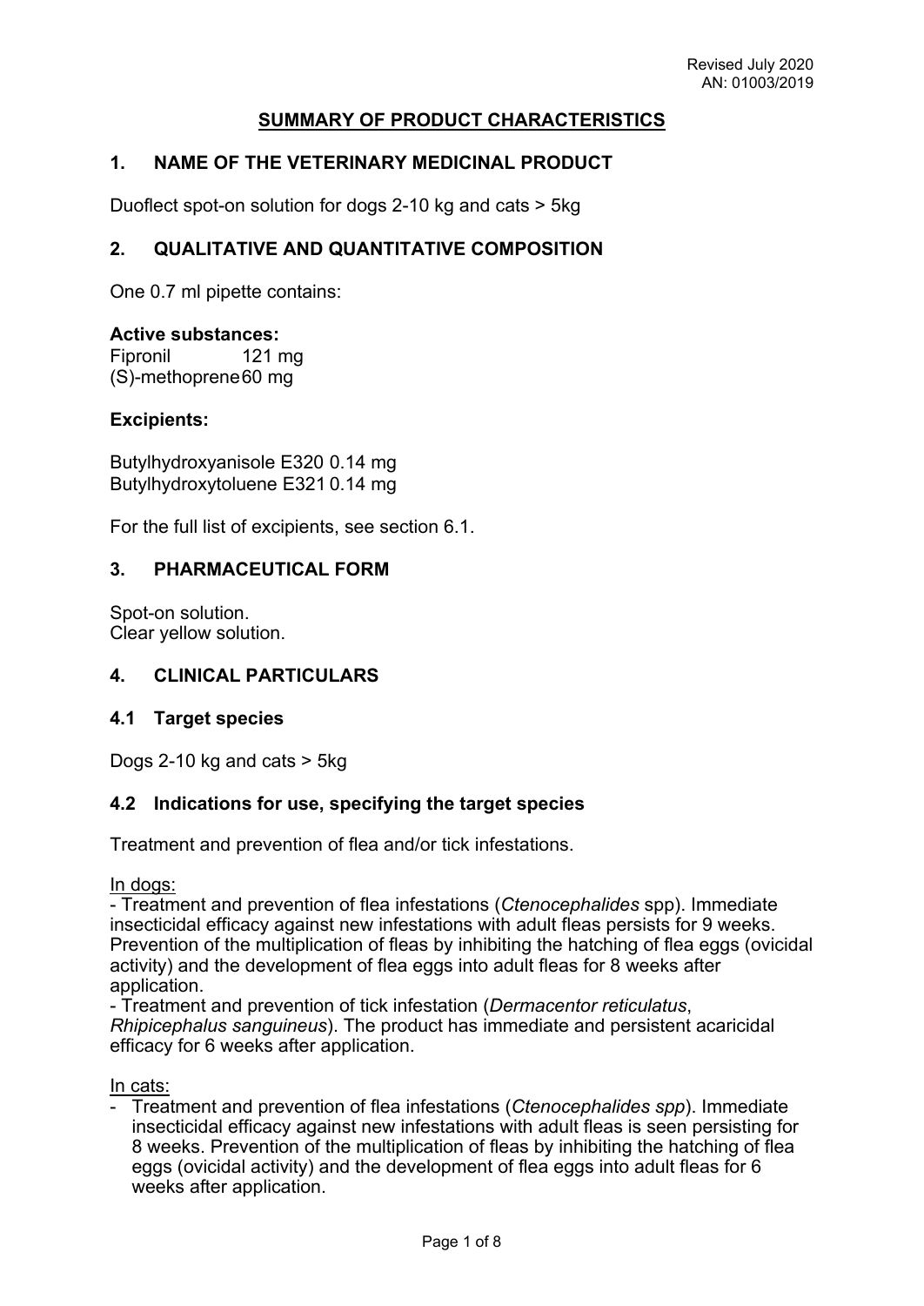Revised July 2020
AN: 01003/2019

## SUMMARY OF PRODUCT CHARACTERISTICS

## 1. NAME OF THE VETERINARY MEDICINAL PRODUCT

Duoflect spot-on solution for dogs 2-10 kg and cats > 5kg

## 2. QUALITATIVE AND QUANTITATIVE COMPOSITION

One 0.7 ml pipette contains:

**Active substances:**
Fipronil 121 mg
(S)-methoprene 60 mg

**Excipients:**

Butylhydroxyanisole E320 0.14 mg
Butylhydroxytoluene E321 0.14 mg

For the full list of excipients, see section 6.1.

## 3. PHARMACEUTICAL FORM

Spot-on solution.
Clear yellow solution.

## 4. CLINICAL PARTICULARS

### 4.1 Target species

Dogs 2-10 kg and cats > 5kg

### 4.2 Indications for use, specifying the target species

Treatment and prevention of flea and/or tick infestations.

In dogs:
- Treatment and prevention of flea infestations (*Ctenocephalides* spp). Immediate insecticidal efficacy against new infestations with adult fleas persists for 9 weeks. Prevention of the multiplication of fleas by inhibiting the hatching of flea eggs (ovicidal activity) and the development of flea eggs into adult fleas for 8 weeks after application.
- Treatment and prevention of tick infestation (*Dermacentor reticulatus*, *Rhipicephalus sanguineus*). The product has immediate and persistent acaricidal efficacy for 6 weeks after application.

In cats:
- Treatment and prevention of flea infestations (*Ctenocephalides spp*). Immediate insecticidal efficacy against new infestations with adult fleas is seen persisting for 8 weeks. Prevention of the multiplication of fleas by inhibiting the hatching of flea eggs (ovicidal activity) and the development of flea eggs into adult fleas for 6 weeks after application.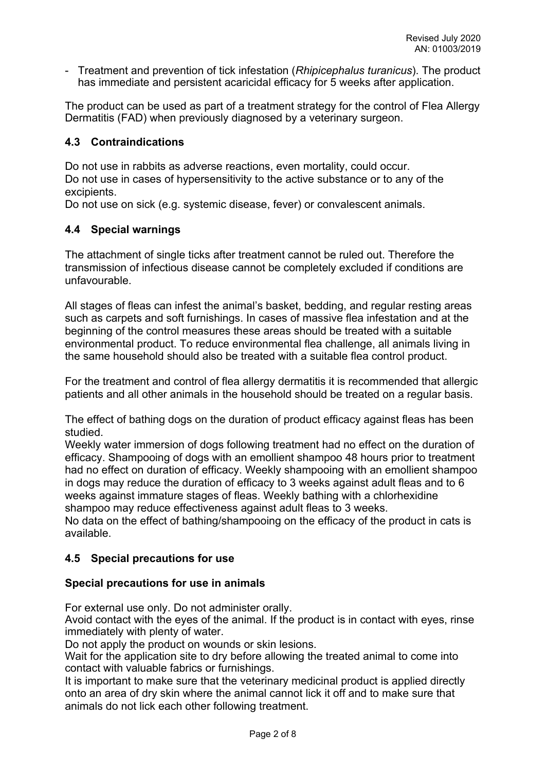- Treatment and prevention of tick infestation (*Rhipicephalus turanicus*). The product has immediate and persistent acaricidal efficacy for 5 weeks after application.

The product can be used as part of a treatment strategy for the control of Flea Allergy Dermatitis (FAD) when previously diagnosed by a veterinary surgeon.

## 4.3 Contraindications

Do not use in rabbits as adverse reactions, even mortality, could occur.
Do not use in cases of hypersensitivity to the active substance or to any of the excipients.
Do not use on sick (e.g. systemic disease, fever) or convalescent animals.

## 4.4 Special warnings

The attachment of single ticks after treatment cannot be ruled out. Therefore the transmission of infectious disease cannot be completely excluded if conditions are unfavourable.

All stages of fleas can infest the animal's basket, bedding, and regular resting areas such as carpets and soft furnishings. In cases of massive flea infestation and at the beginning of the control measures these areas should be treated with a suitable environmental product. To reduce environmental flea challenge, all animals living in the same household should also be treated with a suitable flea control product.

For the treatment and control of flea allergy dermatitis it is recommended that allergic patients and all other animals in the household should be treated on a regular basis.

The effect of bathing dogs on the duration of product efficacy against fleas has been studied.
Weekly water immersion of dogs following treatment had no effect on the duration of efficacy. Shampooing of dogs with an emollient shampoo 48 hours prior to treatment had no effect on duration of efficacy. Weekly shampooing with an emollient shampoo in dogs may reduce the duration of efficacy to 3 weeks against adult fleas and to 6 weeks against immature stages of fleas. Weekly bathing with a chlorhexidine shampoo may reduce effectiveness against adult fleas to 3 weeks.
No data on the effect of bathing/shampooing on the efficacy of the product in cats is available.

## 4.5 Special precautions for use

### Special precautions for use in animals

For external use only. Do not administer orally.
Avoid contact with the eyes of the animal. If the product is in contact with eyes, rinse immediately with plenty of water.
Do not apply the product on wounds or skin lesions.
Wait for the application site to dry before allowing the treated animal to come into contact with valuable fabrics or furnishings.
It is important to make sure that the veterinary medicinal product is applied directly onto an area of dry skin where the animal cannot lick it off and to make sure that animals do not lick each other following treatment.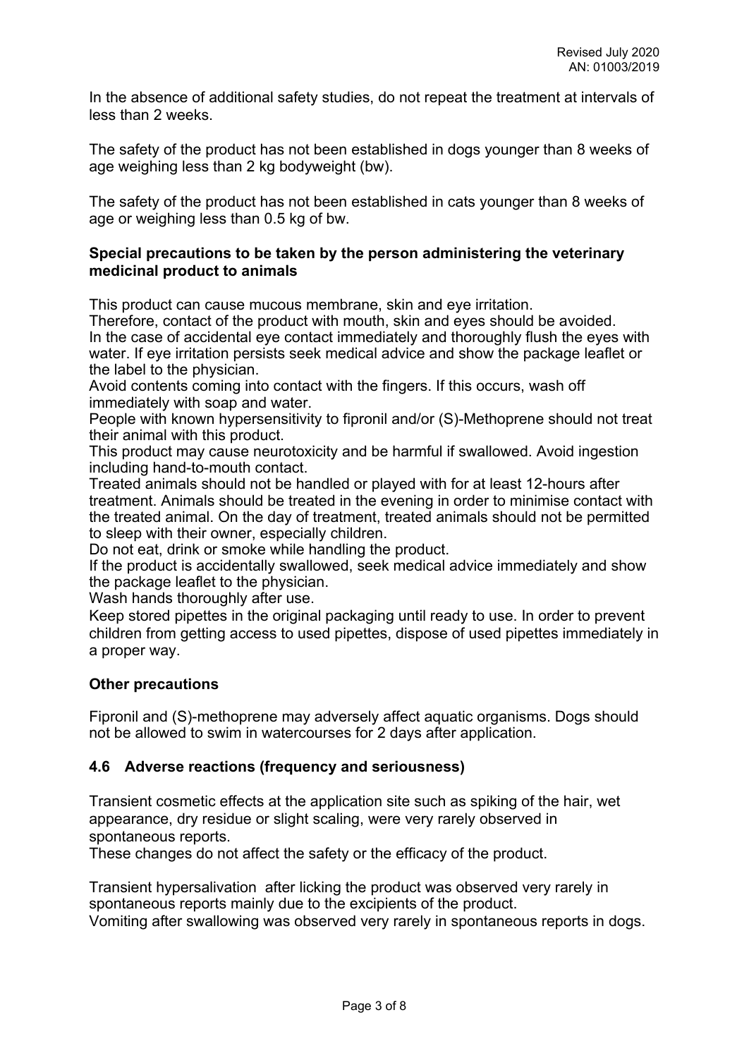In the absence of additional safety studies, do not repeat the treatment at intervals of less than 2 weeks.

The safety of the product has not been established in dogs younger than 8 weeks of age weighing less than 2 kg bodyweight (bw).

The safety of the product has not been established in cats younger than 8 weeks of age or weighing less than 0.5 kg of bw.

**Special precautions to be taken by the person administering the veterinary medicinal product to animals**

This product can cause mucous membrane, skin and eye irritation.
Therefore, contact of the product with mouth, skin and eyes should be avoided.
In the case of accidental eye contact immediately and thoroughly flush the eyes with water. If eye irritation persists seek medical advice and show the package leaflet or the label to the physician.
Avoid contents coming into contact with the fingers. If this occurs, wash off immediately with soap and water.
People with known hypersensitivity to fipronil and/or (S)-Methoprene should not treat their animal with this product.
This product may cause neurotoxicity and be harmful if swallowed. Avoid ingestion including hand-to-mouth contact.
Treated animals should not be handled or played with for at least 12-hours after treatment. Animals should be treated in the evening in order to minimise contact with the treated animal. On the day of treatment, treated animals should not be permitted to sleep with their owner, especially children.
Do not eat, drink or smoke while handling the product.
If the product is accidentally swallowed, seek medical advice immediately and show the package leaflet to the physician.
Wash hands thoroughly after use.
Keep stored pipettes in the original packaging until ready to use. In order to prevent children from getting access to used pipettes, dispose of used pipettes immediately in a proper way.

**Other precautions**

Fipronil and (S)-methoprene may adversely affect aquatic organisms. Dogs should not be allowed to swim in watercourses for 2 days after application.

## 4.6 Adverse reactions (frequency and seriousness)

Transient cosmetic effects at the application site such as spiking of the hair, wet appearance, dry residue or slight scaling, were very rarely observed in spontaneous reports.
These changes do not affect the safety or the efficacy of the product.

Transient hypersalivation after licking the product was observed very rarely in spontaneous reports mainly due to the excipients of the product.
Vomiting after swallowing was observed very rarely in spontaneous reports in dogs.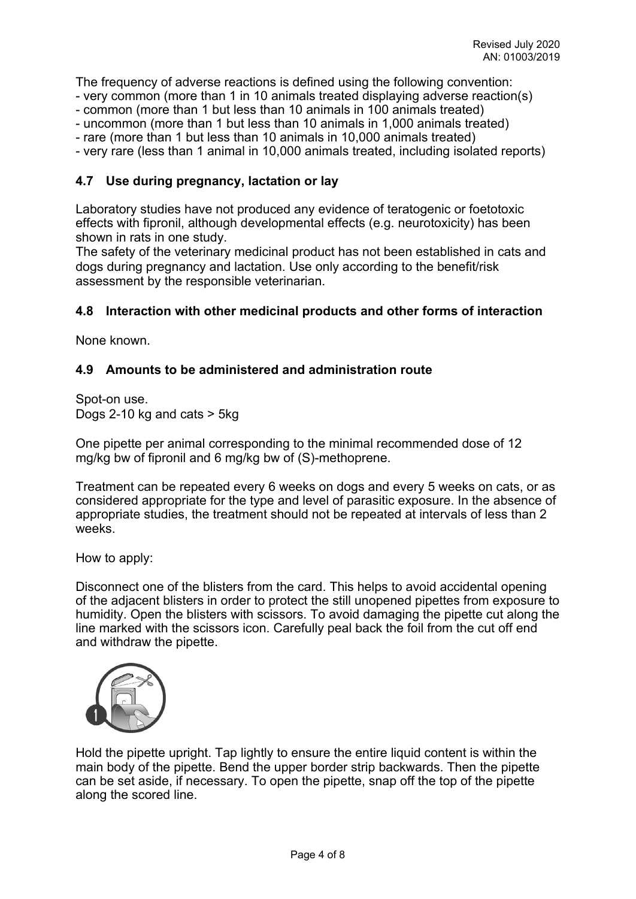The frequency of adverse reactions is defined using the following convention:
- very common (more than 1 in 10 animals treated displaying adverse reaction(s)
- common (more than 1 but less than 10 animals in 100 animals treated)
- uncommon (more than 1 but less than 10 animals in 1,000 animals treated)
- rare (more than 1 but less than 10 animals in 10,000 animals treated)
- very rare (less than 1 animal in 10,000 animals treated, including isolated reports)

## 4.7 Use during pregnancy, lactation or lay

Laboratory studies have not produced any evidence of teratogenic or foetotoxic effects with fipronil, although developmental effects (e.g. neurotoxicity) has been shown in rats in one study.
The safety of the veterinary medicinal product has not been established in cats and dogs during pregnancy and lactation. Use only according to the benefit/risk assessment by the responsible veterinarian.

## 4.8 Interaction with other medicinal products and other forms of interaction

None known.

## 4.9 Amounts to be administered and administration route

Spot-on use.
Dogs 2-10 kg and cats > 5kg

One pipette per animal corresponding to the minimal recommended dose of 12 mg/kg bw of fipronil and 6 mg/kg bw of (S)-methoprene.

Treatment can be repeated every 6 weeks on dogs and every 5 weeks on cats, or as considered appropriate for the type and level of parasitic exposure. In the absence of appropriate studies, the treatment should not be repeated at intervals of less than 2 weeks.

How to apply:

Disconnect one of the blisters from the card. This helps to avoid accidental opening of the adjacent blisters in order to protect the still unopened pipettes from exposure to humidity. Open the blisters with scissors. To avoid damaging the pipette cut along the line marked with the scissors icon. Carefully peal back the foil from the cut off end and withdraw the pipette.

Hold the pipette upright. Tap lightly to ensure the entire liquid content is within the main body of the pipette. Bend the upper border strip backwards. Then the pipette can be set aside, if necessary. To open the pipette, snap off the top of the pipette along the scored line.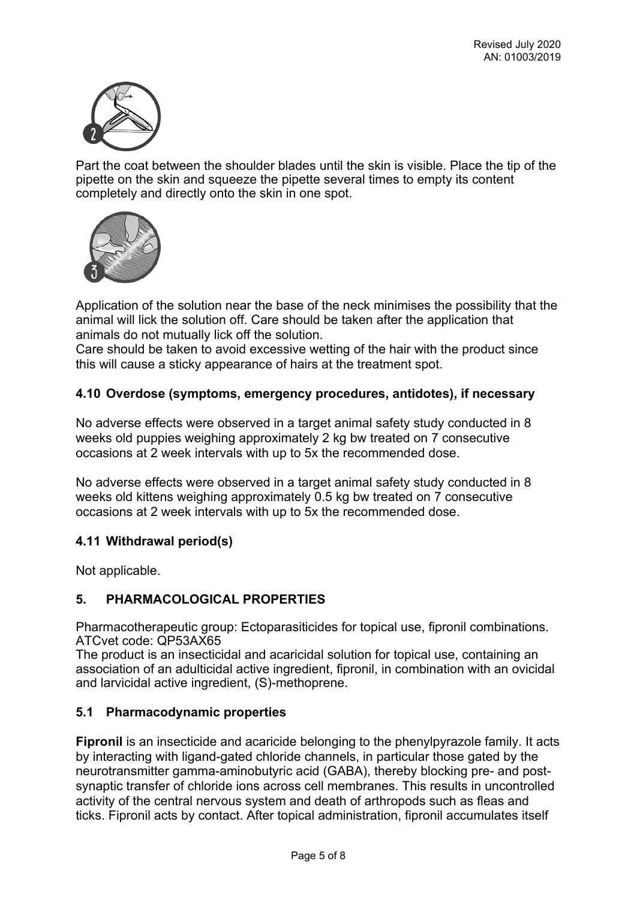Part the coat between the shoulder blades until the skin is visible. Place the tip of the pipette on the skin and squeeze the pipette several times to empty its content completely and directly onto the skin in one spot.

Application of the solution near the base of the neck minimises the possibility that the animal will lick the solution off. Care should be taken after the application that animals do not mutually lick off the solution.
Care should be taken to avoid excessive wetting of the hair with the product since this will cause a sticky appearance of hairs at the treatment spot.

### 4.10 Overdose (symptoms, emergency procedures, antidotes), if necessary

No adverse effects were observed in a target animal safety study conducted in 8 weeks old puppies weighing approximately 2 kg bw treated on 7 consecutive occasions at 2 week intervals with up to 5x the recommended dose.

No adverse effects were observed in a target animal safety study conducted in 8 weeks old kittens weighing approximately 0.5 kg bw treated on 7 consecutive occasions at 2 week intervals with up to 5x the recommended dose.

### 4.11 Withdrawal period(s)

Not applicable.

## 5. PHARMACOLOGICAL PROPERTIES

Pharmacotherapeutic group: Ectoparasiticides for topical use, fipronil combinations.
ATCvet code: QP53AX65
The product is an insecticidal and acaricidal solution for topical use, containing an association of an adulticidal active ingredient, fipronil, in combination with an ovicidal and larvicidal active ingredient, (S)-methoprene.

### 5.1 Pharmacodynamic properties

**Fipronil** is an insecticide and acaricide belonging to the phenylpyrazole family. It acts by interacting with ligand-gated chloride channels, in particular those gated by the neurotransmitter gamma-aminobutyric acid (GABA), thereby blocking pre- and post-synaptic transfer of chloride ions across cell membranes. This results in uncontrolled activity of the central nervous system and death of arthropods such as fleas and ticks. Fipronil acts by contact. After topical administration, fipronil accumulates itself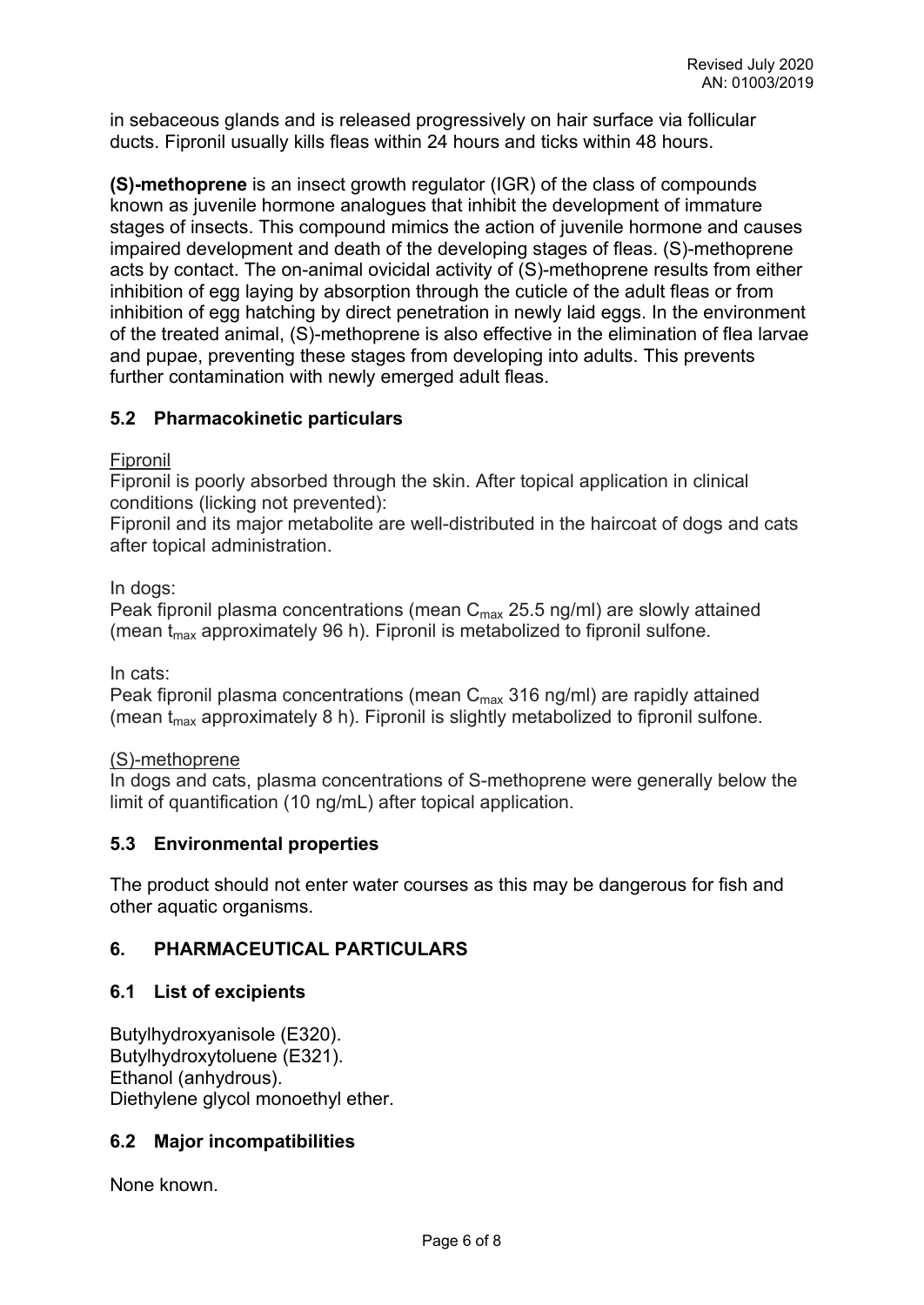in sebaceous glands and is released progressively on hair surface via follicular ducts. Fipronil usually kills fleas within 24 hours and ticks within 48 hours.

**(S)-methoprene** is an insect growth regulator (IGR) of the class of compounds known as juvenile hormone analogues that inhibit the development of immature stages of insects. This compound mimics the action of juvenile hormone and causes impaired development and death of the developing stages of fleas. (S)-methoprene acts by contact. The on-animal ovicidal activity of (S)-methoprene results from either inhibition of egg laying by absorption through the cuticle of the adult fleas or from inhibition of egg hatching by direct penetration in newly laid eggs. In the environment of the treated animal, (S)-methoprene is also effective in the elimination of flea larvae and pupae, preventing these stages from developing into adults. This prevents further contamination with newly emerged adult fleas.

### 5.2 Pharmacokinetic particulars

Fipronil

Fipronil is poorly absorbed through the skin. After topical application in clinical conditions (licking not prevented):

Fipronil and its major metabolite are well-distributed in the haircoat of dogs and cats after topical administration.

In dogs:

Peak fipronil plasma concentrations (mean $C_{max}$ 25.5 ng/ml) are slowly attained (mean $t_{max}$ approximately 96 h). Fipronil is metabolized to fipronil sulfone.

In cats:

Peak fipronil plasma concentrations (mean $C_{max}$ 316 ng/ml) are rapidly attained (mean $t_{max}$ approximately 8 h). Fipronil is slightly metabolized to fipronil sulfone.

(S)-methoprene

In dogs and cats, plasma concentrations of S-methoprene were generally below the limit of quantification (10 ng/mL) after topical application.

### 5.3 Environmental properties

The product should not enter water courses as this may be dangerous for fish and other aquatic organisms.

## 6. PHARMACEUTICAL PARTICULARS

### 6.1 List of excipients

Butylhydroxyanisole (E320).
Butylhydroxytoluene (E321).
Ethanol (anhydrous).
Diethylene glycol monoethyl ether.

### 6.2 Major incompatibilities

None known.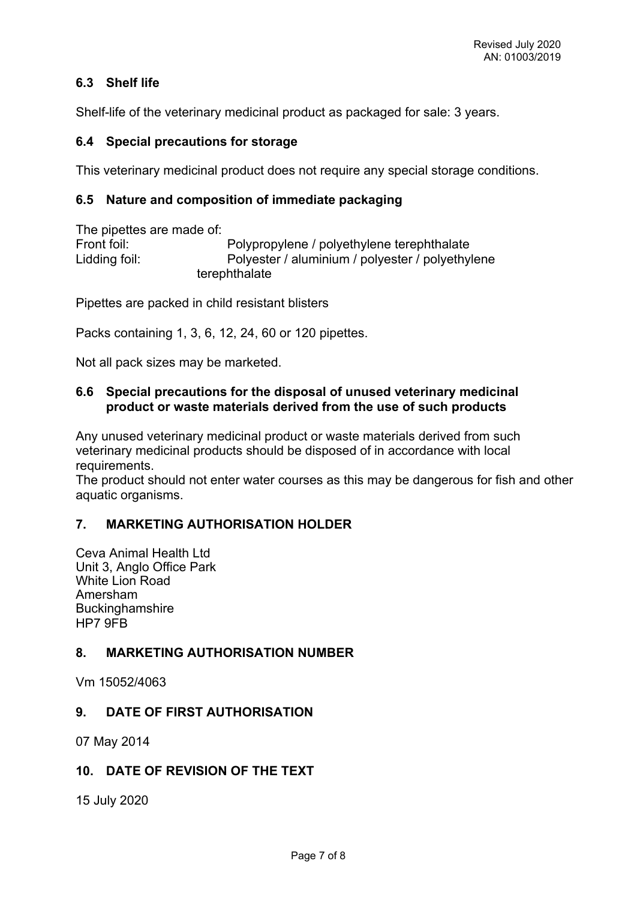### 6.3 Shelf life

Shelf-life of the veterinary medicinal product as packaged for sale: 3 years.

### 6.4 Special precautions for storage

This veterinary medicinal product does not require any special storage conditions.

### 6.5 Nature and composition of immediate packaging

The pipettes are made of:
Front foil: Polypropylene / polyethylene terephthalate
Lidding foil: Polyester / aluminium / polyester / polyethylene terephthalate

Pipettes are packed in child resistant blisters

Packs containing 1, 3, 6, 12, 24, 60 or 120 pipettes.

Not all pack sizes may be marketed.

### 6.6 Special precautions for the disposal of unused veterinary medicinal product or waste materials derived from the use of such products

Any unused veterinary medicinal product or waste materials derived from such veterinary medicinal products should be disposed of in accordance with local requirements.
The product should not enter water courses as this may be dangerous for fish and other aquatic organisms.

## 7. MARKETING AUTHORISATION HOLDER

Ceva Animal Health Ltd
Unit 3, Anglo Office Park
White Lion Road
Amersham
Buckinghamshire
HP7 9FB

## 8. MARKETING AUTHORISATION NUMBER

Vm 15052/4063

## 9. DATE OF FIRST AUTHORISATION

07 May 2014

## 10. DATE OF REVISION OF THE TEXT

15 July 2020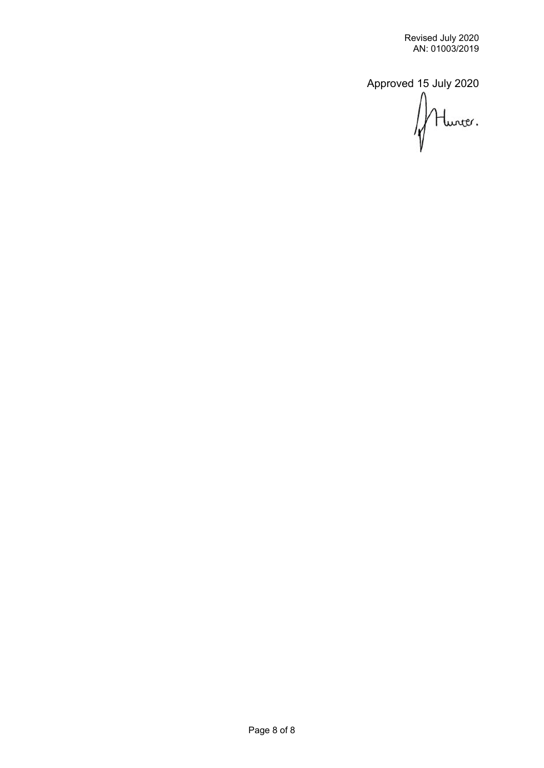Revised July 2020
AN: 01003/2019

Approved 15 July 2020

Hunter.